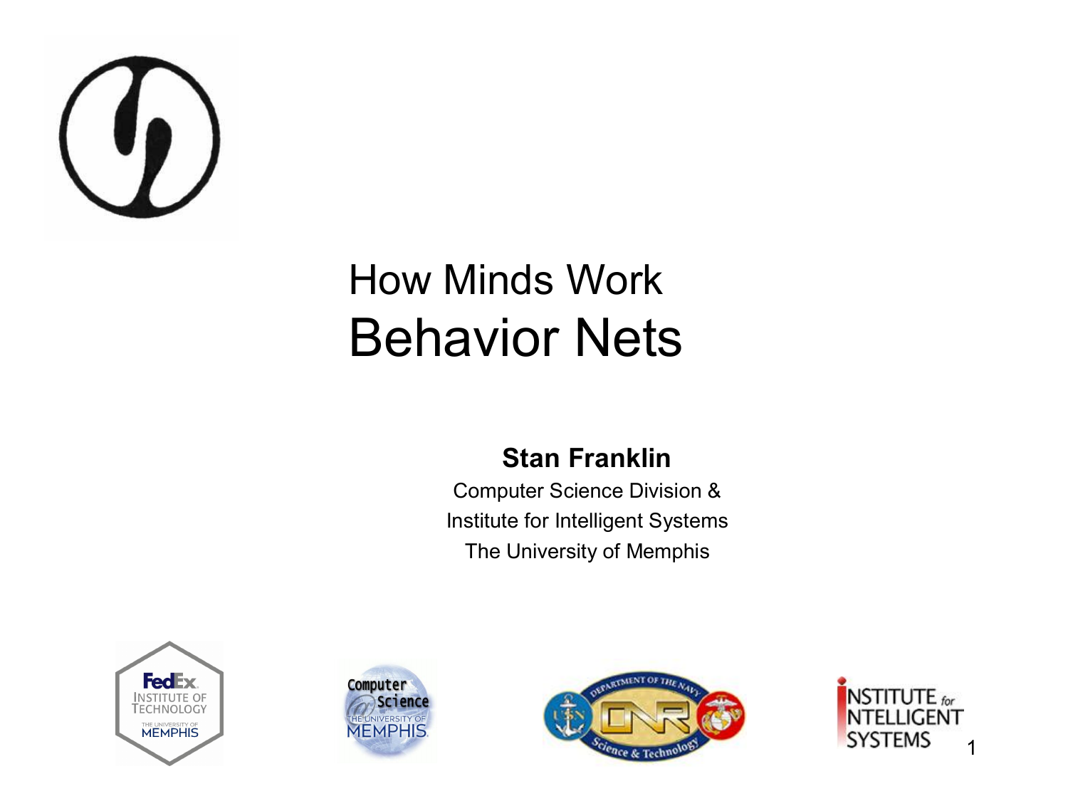# How Minds Work
# Behavior Nets

**Stan Franklin**

Computer Science Division &

Institute for Intelligent Systems

The University of Memphis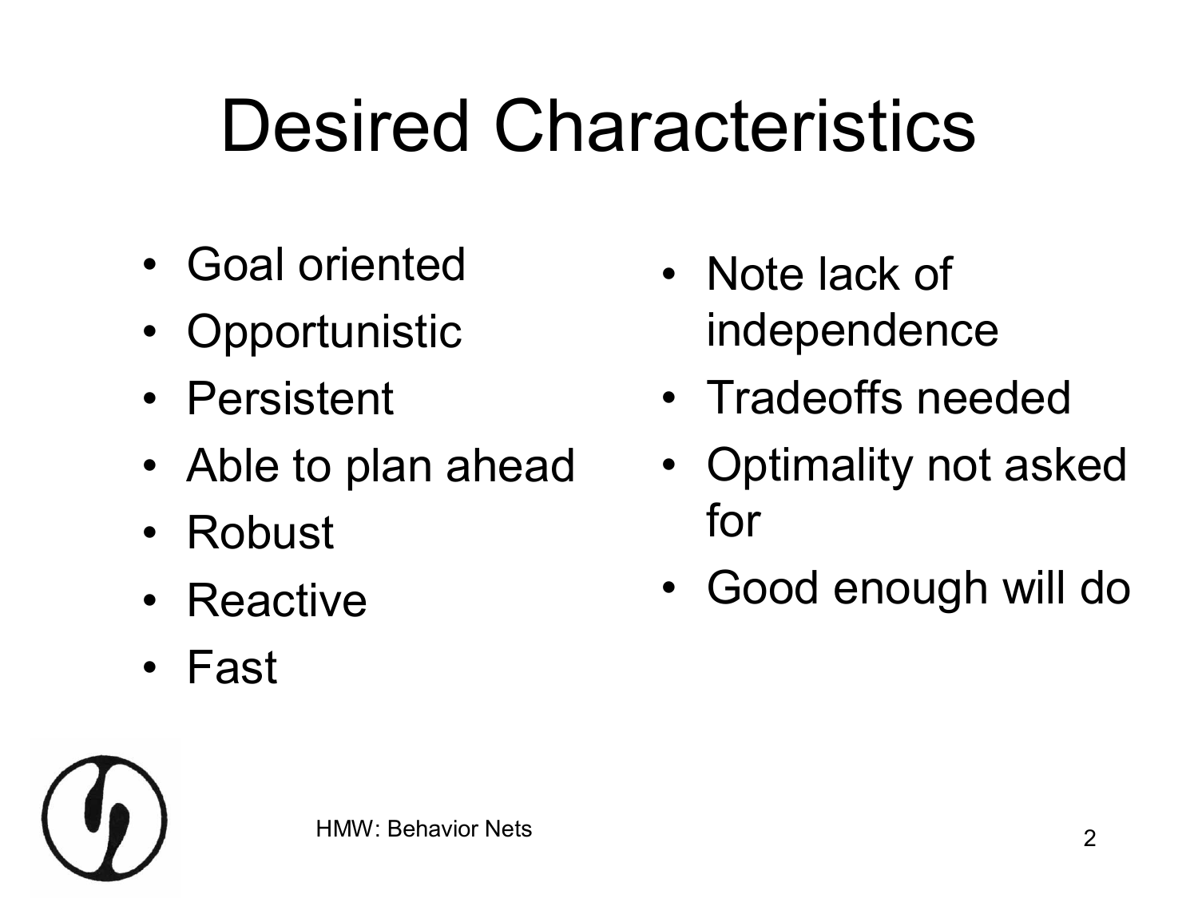# Desired Characteristics

- Goal oriented
- Opportunistic
- Persistent
- Able to plan ahead
- Robust
- Reactive
- Fast

- Note lack of independence
- Tradeoffs needed
- Optimality not asked for
- Good enough will do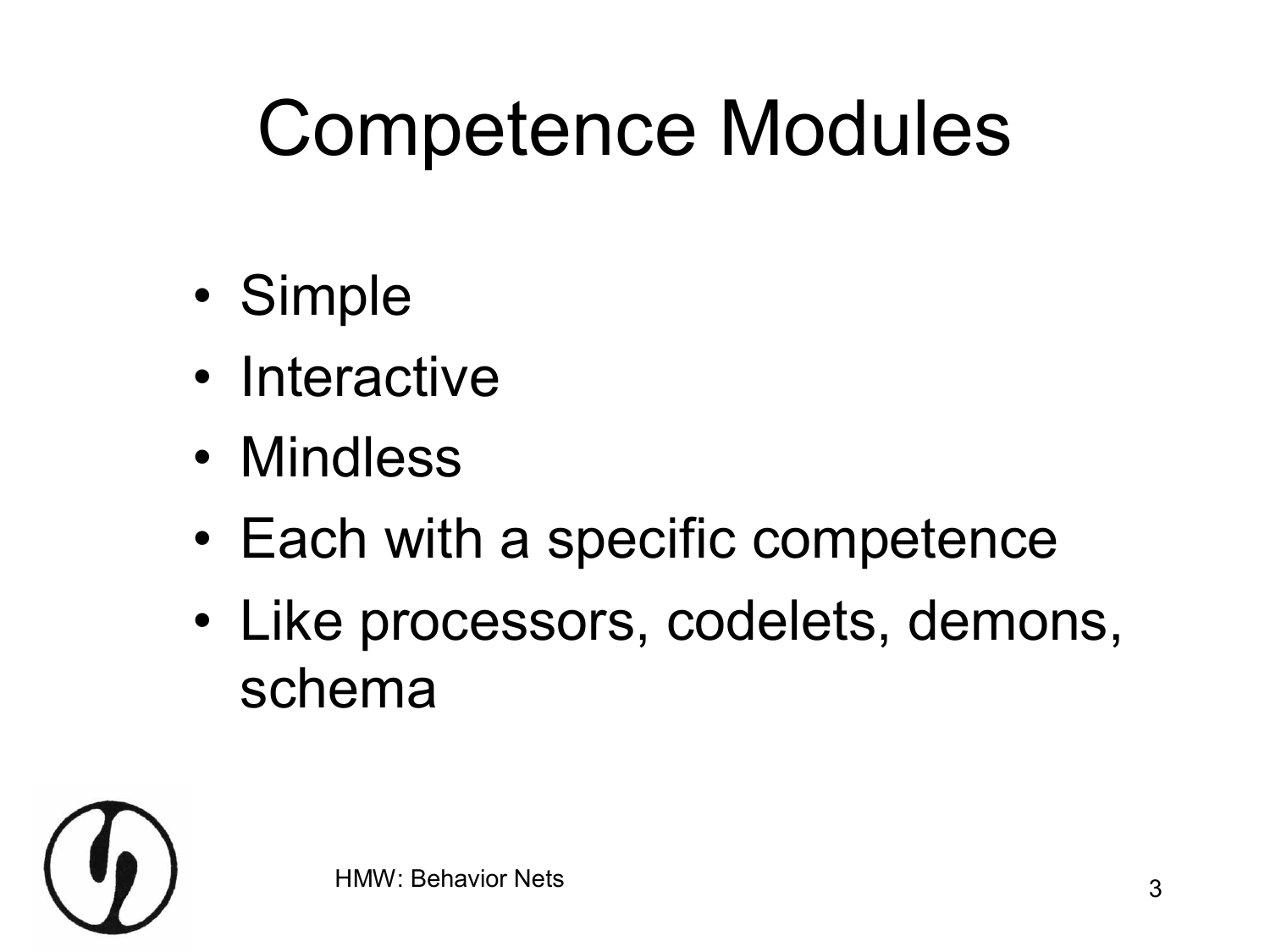# Competence Modules

- Simple
- Interactive
- Mindless
- Each with a specific competence
- Like processors, codelets, demons, schema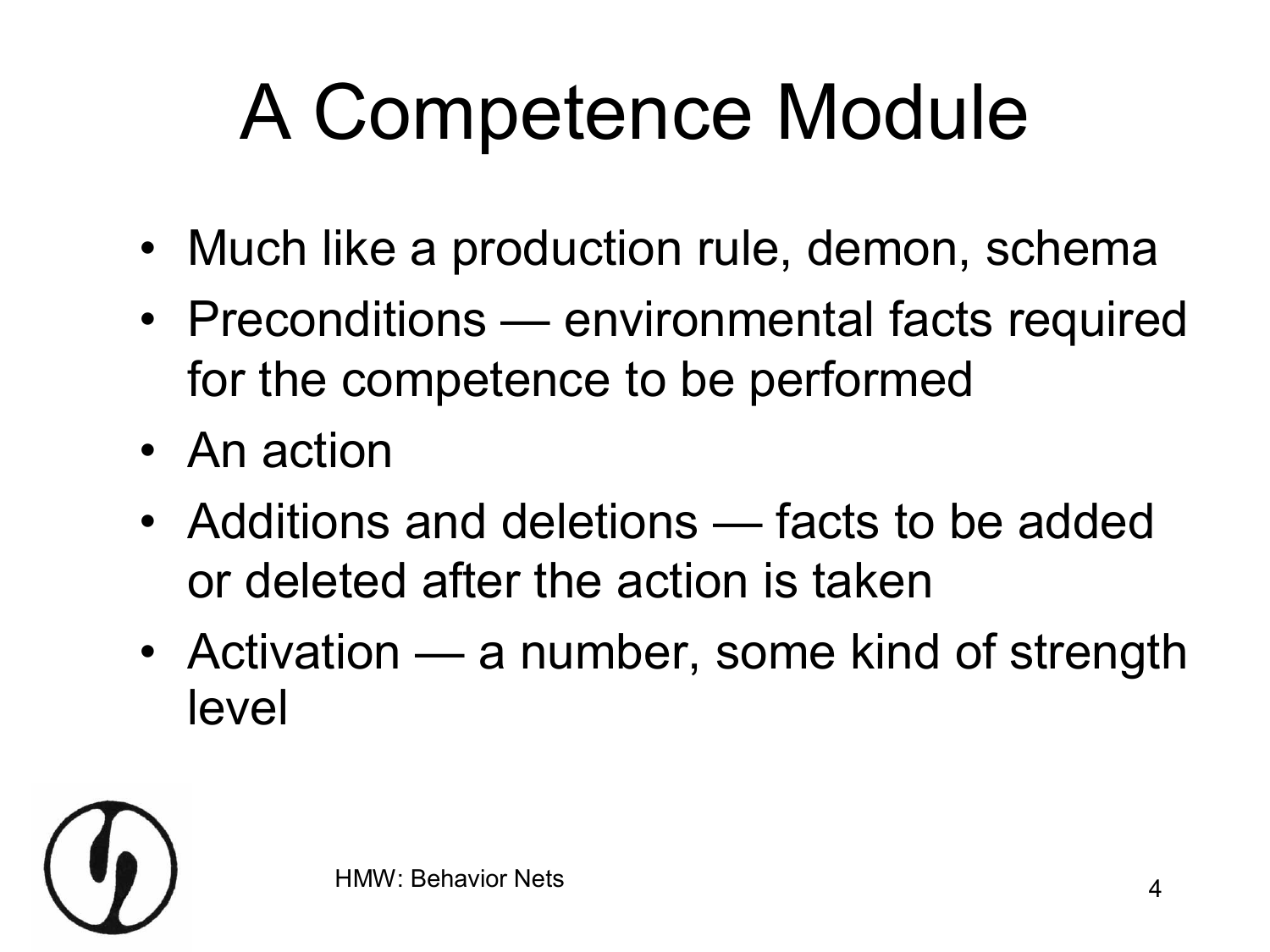# A Competence Module

- Much like a production rule, demon, schema
- Preconditions — environmental facts required for the competence to be performed
- An action
- Additions and deletions — facts to be added or deleted after the action is taken
- Activation — a number, some kind of strength level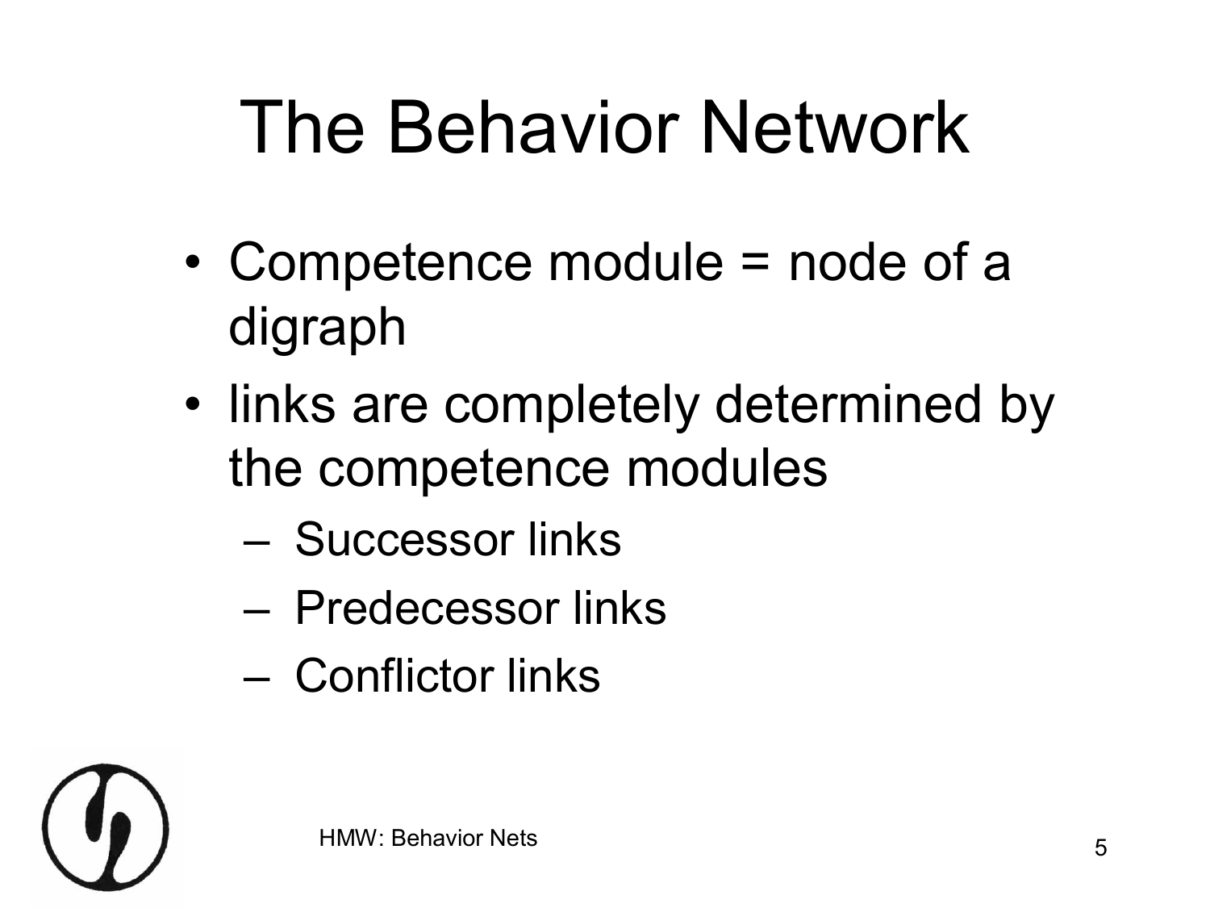# The Behavior Network

- Competence module = node of a digraph
- links are completely determined by the competence modules
  - Successor links
  - Predecessor links
  - Conflictor links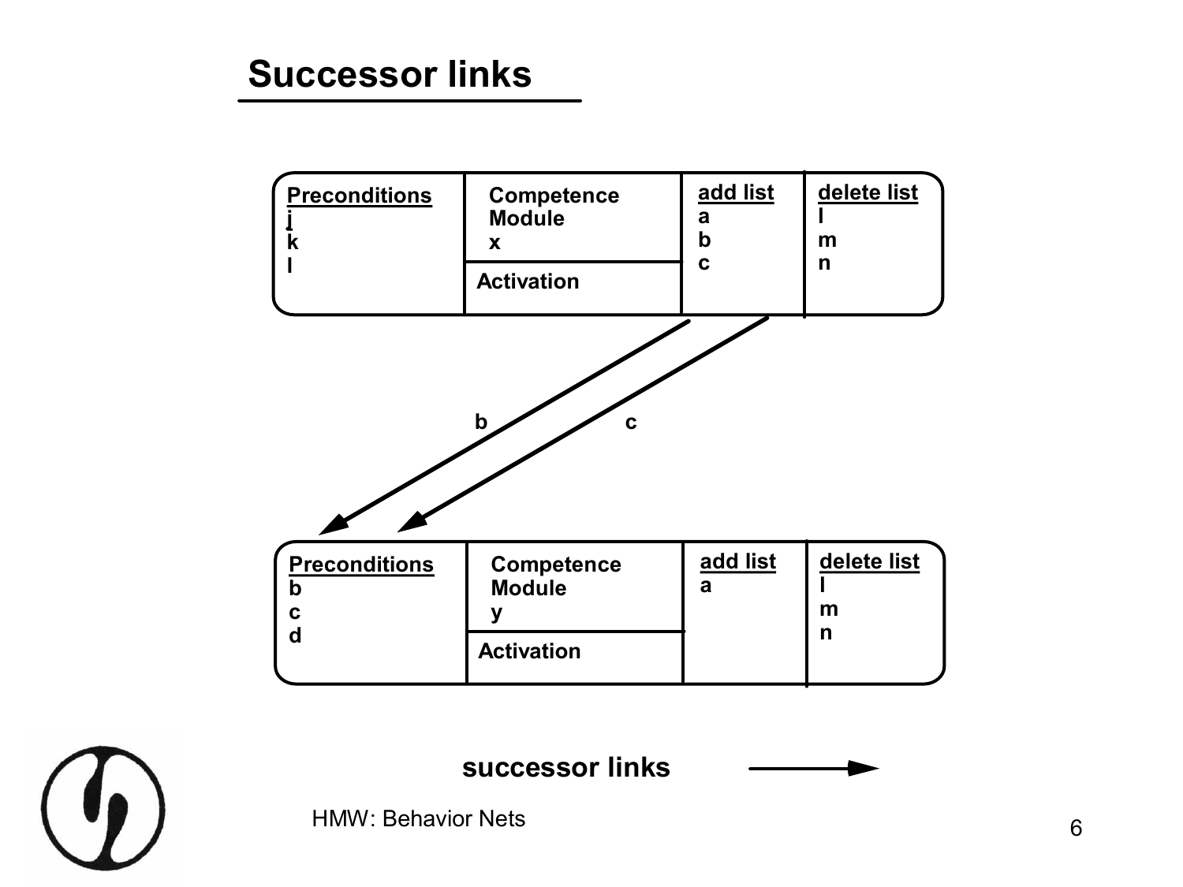## Successor links

| Preconditions | Competence Module | add list | delete list |
| --- | --- | --- | --- |
| j<br>k<br>l | x<br>Activation | a<br>b<br>c | l<br>m<br>n |

b c

| Preconditions | Competence Module | add list | delete list |
| --- | --- | --- | --- |
| b<br>c<br>d | y<br>Activation | a | l<br>m<br>n |

**successor links** →

HMW: Behavior Nets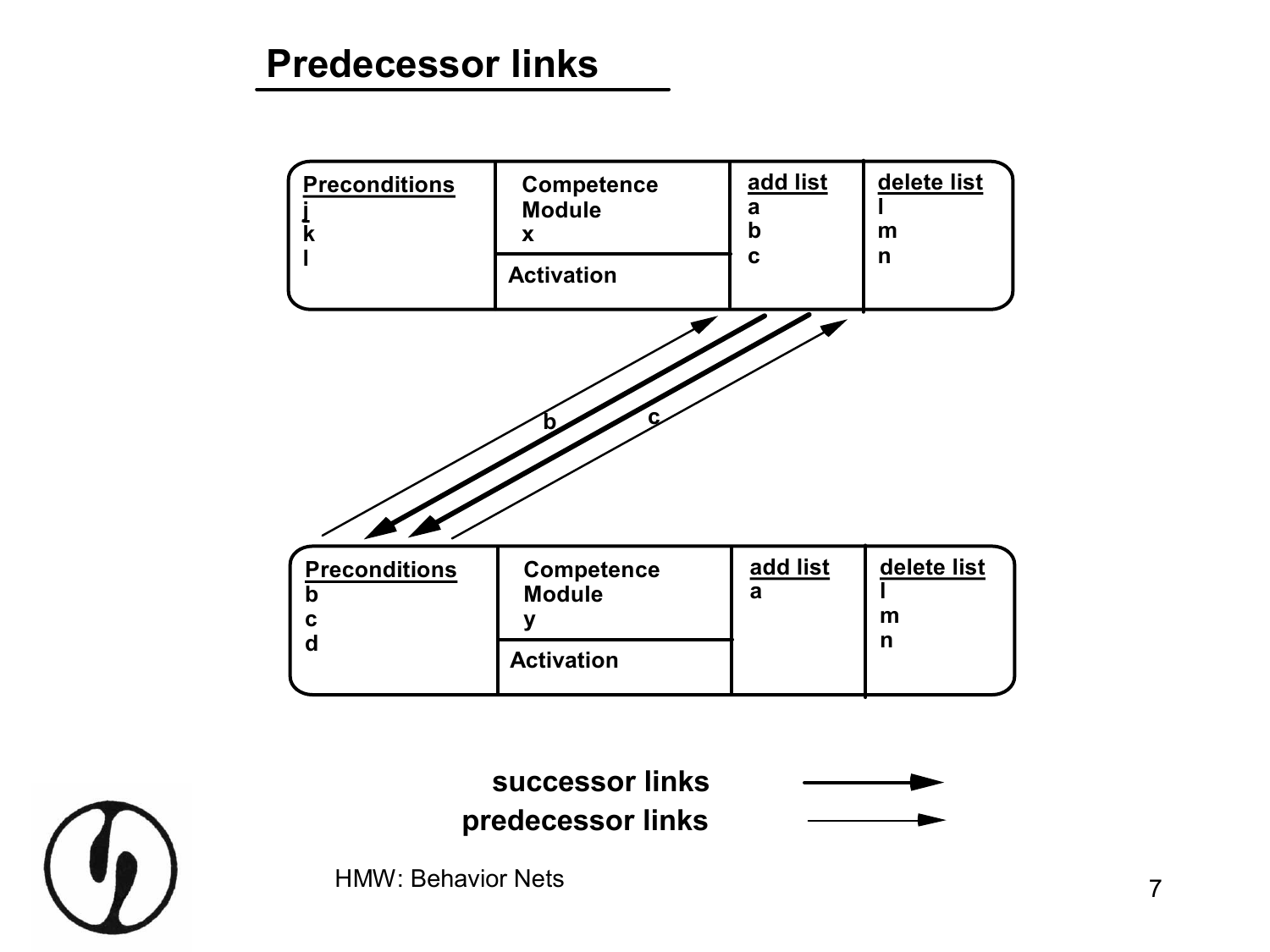# Predecessor links

| Preconditions | Competence Module x | add list | delete list |
| --- | --- | --- | --- |
| j<br>k<br>l | Activation | a<br>b<br>c | l<br>m<br>n |

b    c

| Preconditions | Competence Module y | add list | delete list |
| --- | --- | --- | --- |
| b<br>c<br>d | Activation | a | l<br>m<br>n |

**successor links**

**predecessor links**

HMW: Behavior Nets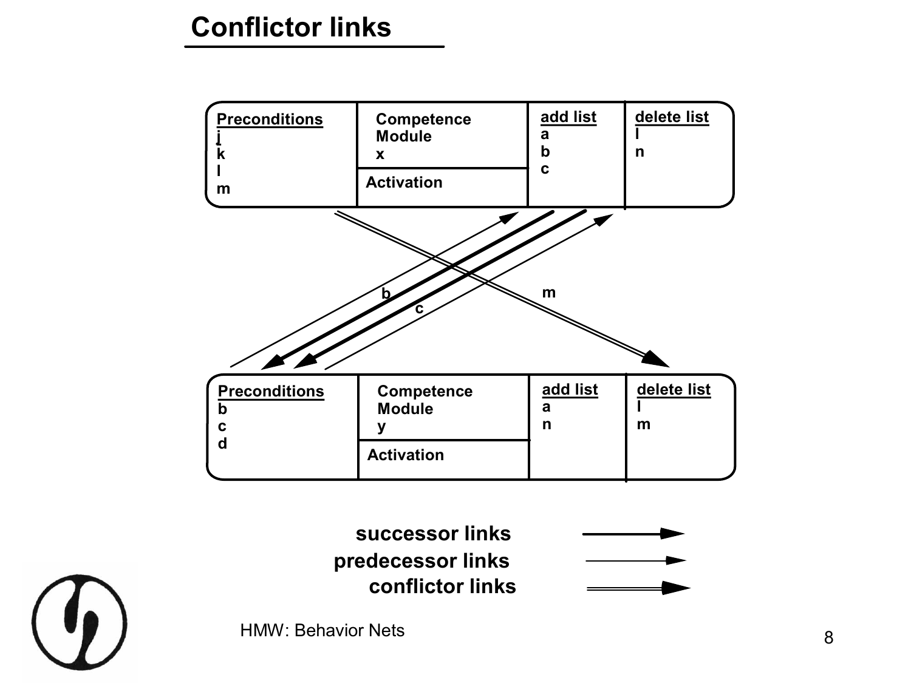# Conflictor links

| Preconditions | Competence Module x | add list | delete list |
|---|---|---|---|
| j<br>k<br>l<br>m | Activation | a<br>b<br>c | l<br>n |

b &nbsp;&nbsp; c &nbsp;&nbsp; m

| Preconditions | Competence Module y | add list | delete list |
|---|---|---|---|
| b<br>c<br>d | Activation | a<br>n | l<br>m |

**successor links**

**predecessor links**

**conflictor links**

HMW: Behavior Nets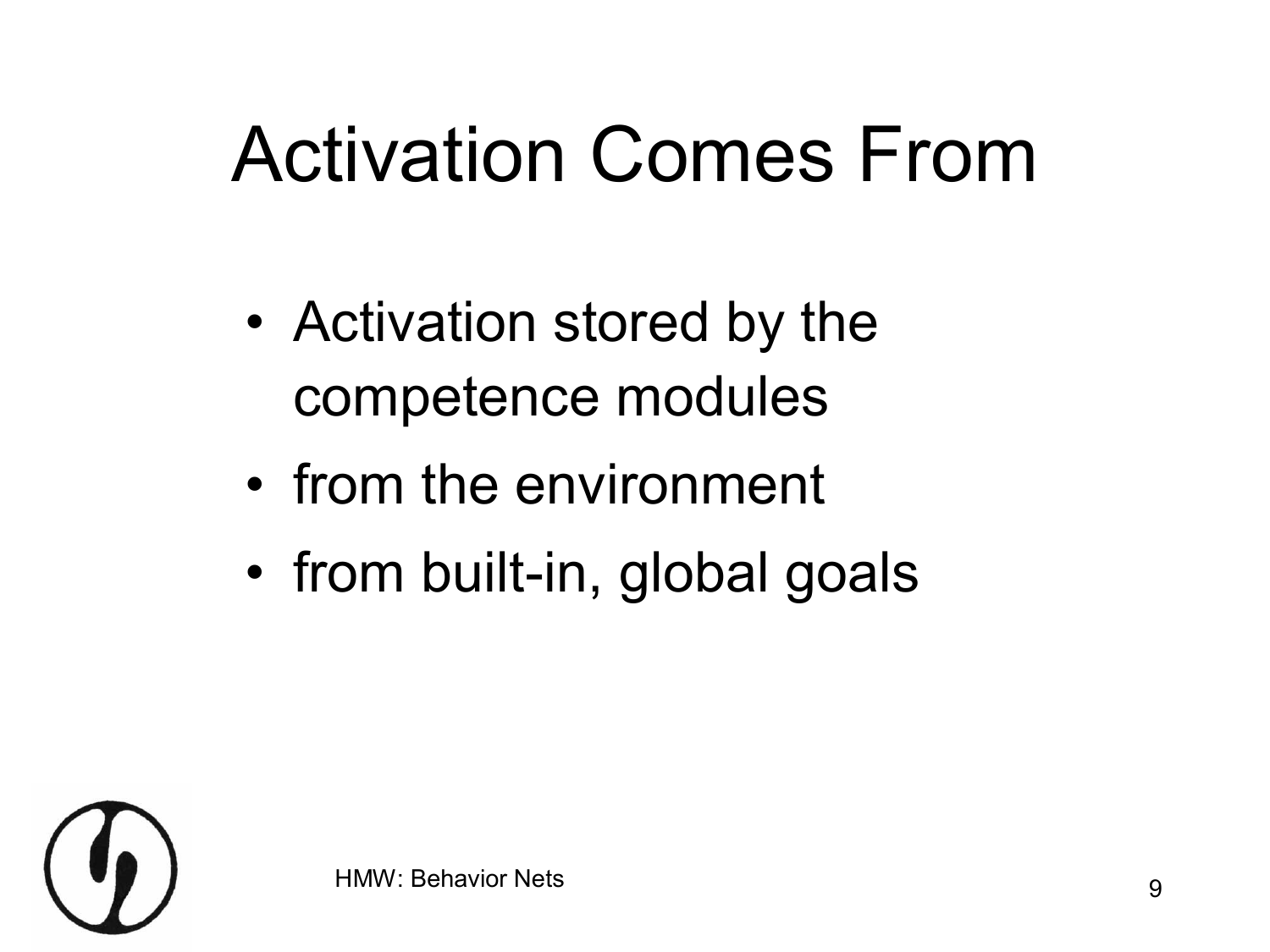# Activation Comes From

- Activation stored by the competence modules
- from the environment
- from built-in, global goals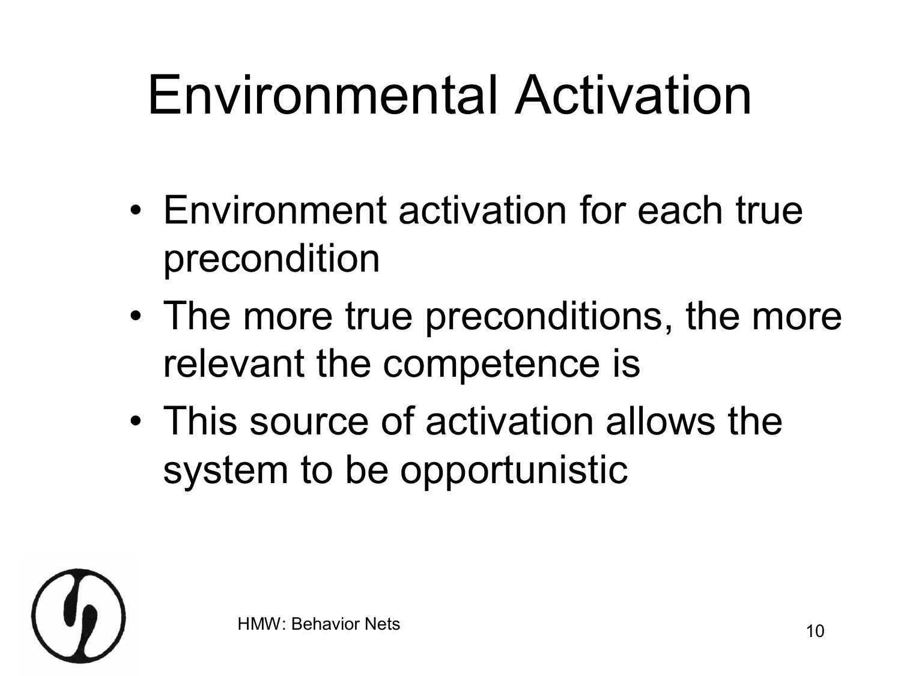# Environmental Activation

- Environment activation for each true precondition
- The more true preconditions, the more relevant the competence is
- This source of activation allows the system to be opportunistic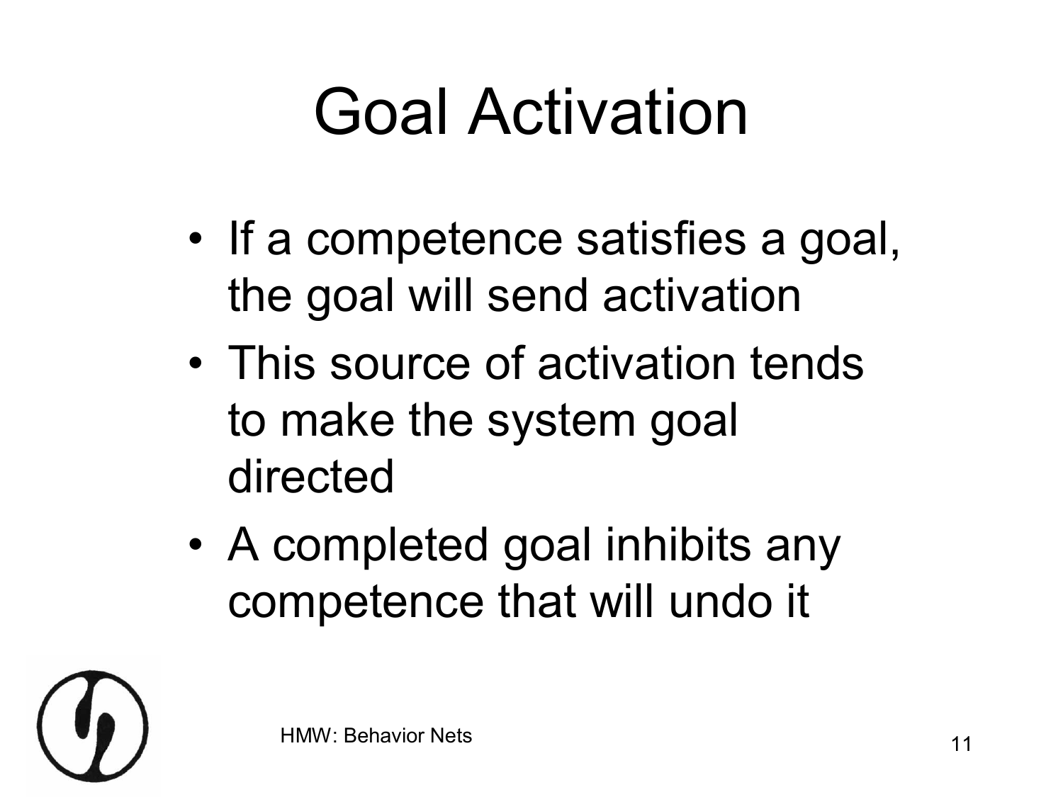# Goal Activation

- If a competence satisfies a goal, the goal will send activation
- This source of activation tends to make the system goal directed
- A completed goal inhibits any competence that will undo it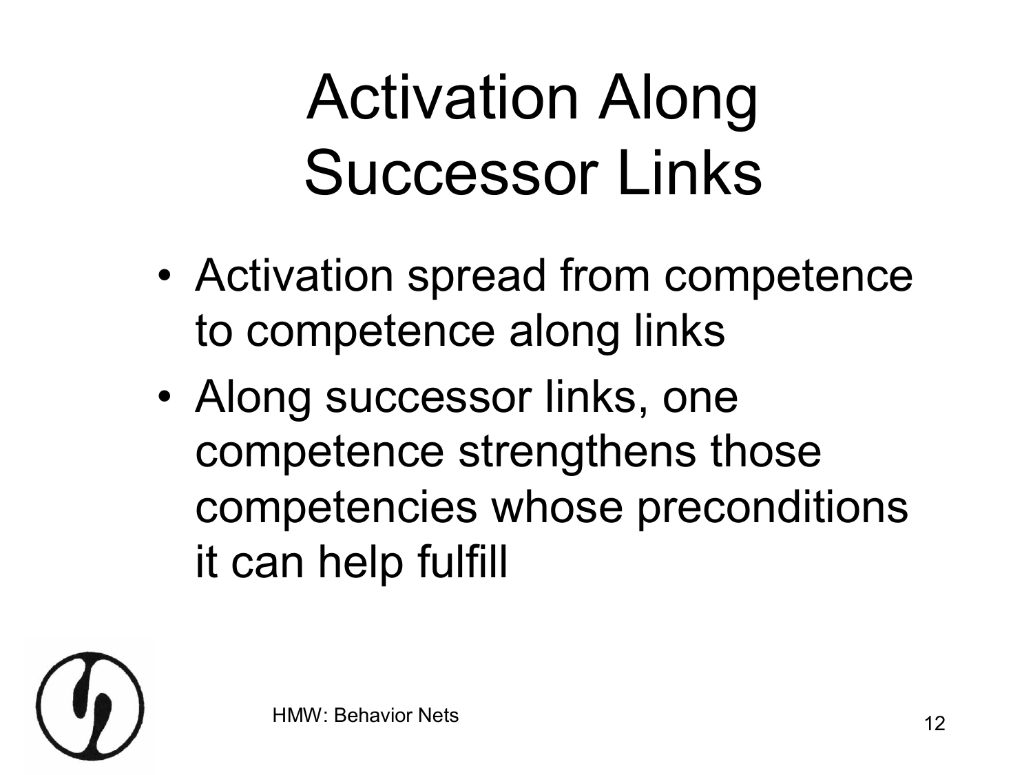# Activation Along Successor Links

- Activation spread from competence to competence along links
- Along successor links, one competence strengthens those competencies whose preconditions it can help fulfill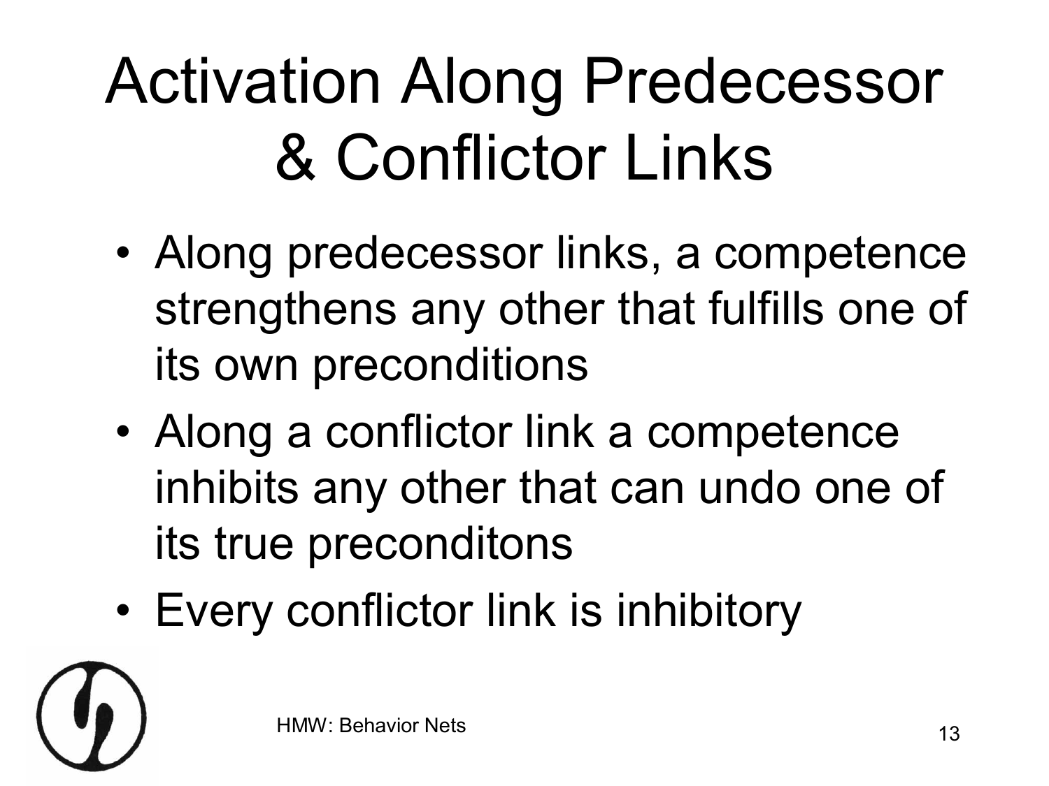# Activation Along Predecessor & Conflictor Links

- Along predecessor links, a competence strengthens any other that fulfills one of its own preconditions
- Along a conflictor link a competence inhibits any other that can undo one of its true preconditons
- Every conflictor link is inhibitory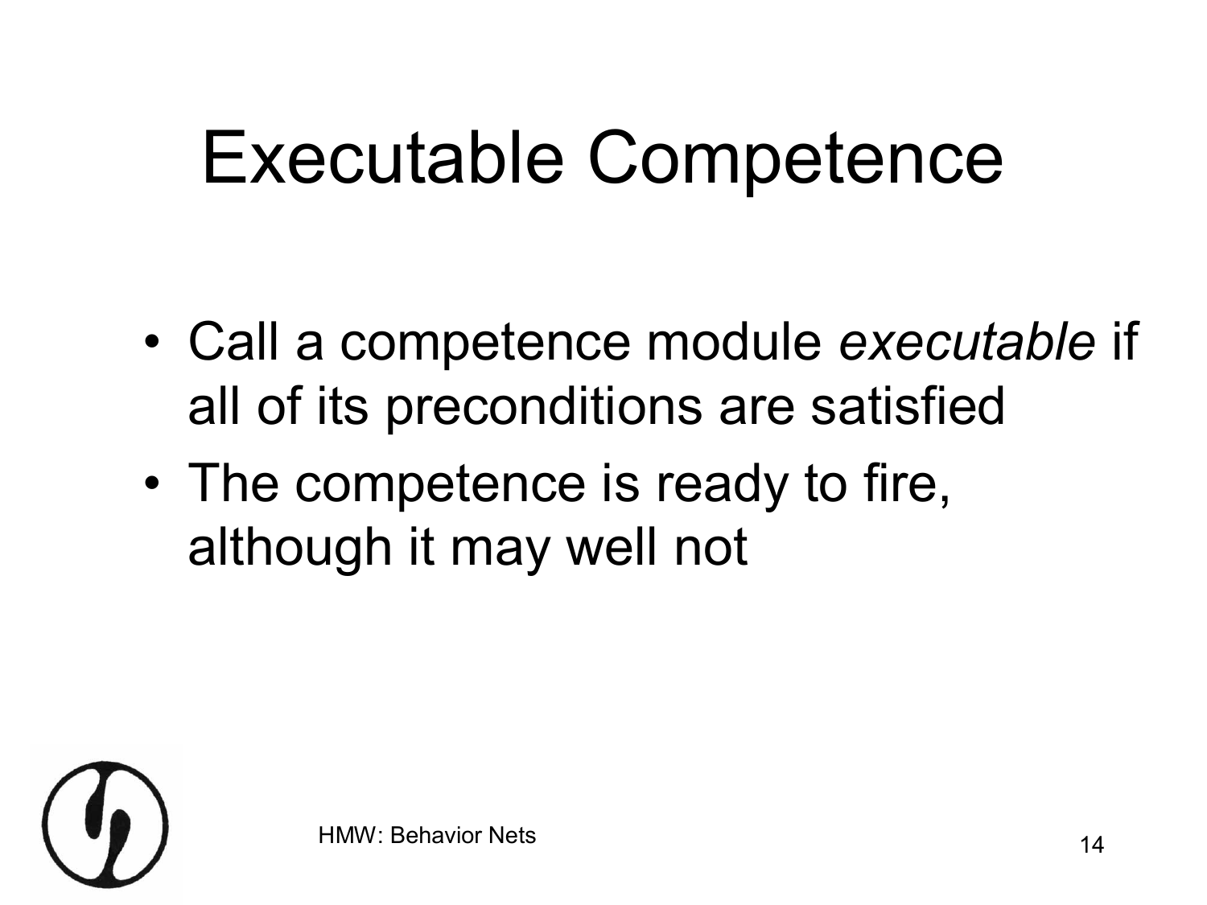# Executable Competence

- Call a competence module *executable* if all of its preconditions are satisfied
- The competence is ready to fire, although it may well not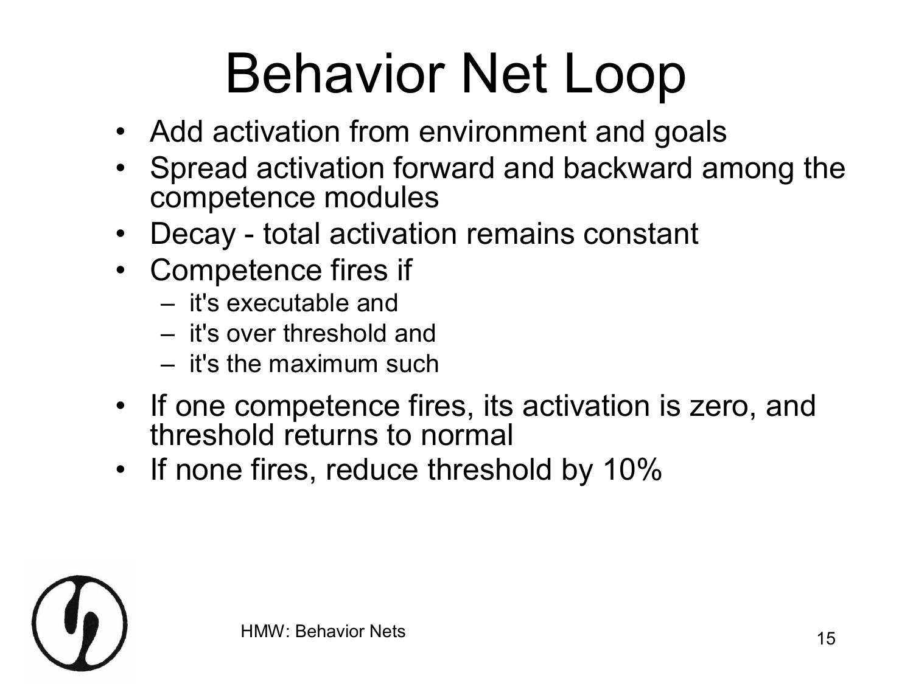# Behavior Net Loop

- Add activation from environment and goals
- Spread activation forward and backward among the competence modules
- Decay - total activation remains constant
- Competence fires if
  - it's executable and
  - it's over threshold and
  - it's the maximum such
- If one competence fires, its activation is zero, and threshold returns to normal
- If none fires, reduce threshold by 10%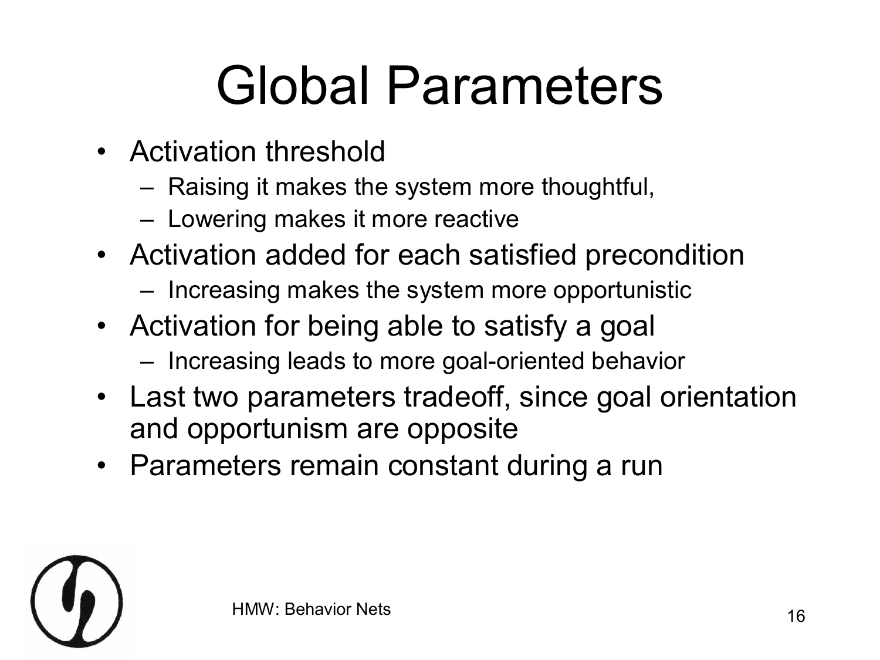# Global Parameters

- Activation threshold
  - Raising it makes the system more thoughtful,
  - Lowering makes it more reactive
- Activation added for each satisfied precondition
  - Increasing makes the system more opportunistic
- Activation for being able to satisfy a goal
  - Increasing leads to more goal-oriented behavior
- Last two parameters tradeoff, since goal orientation and opportunism are opposite
- Parameters remain constant during a run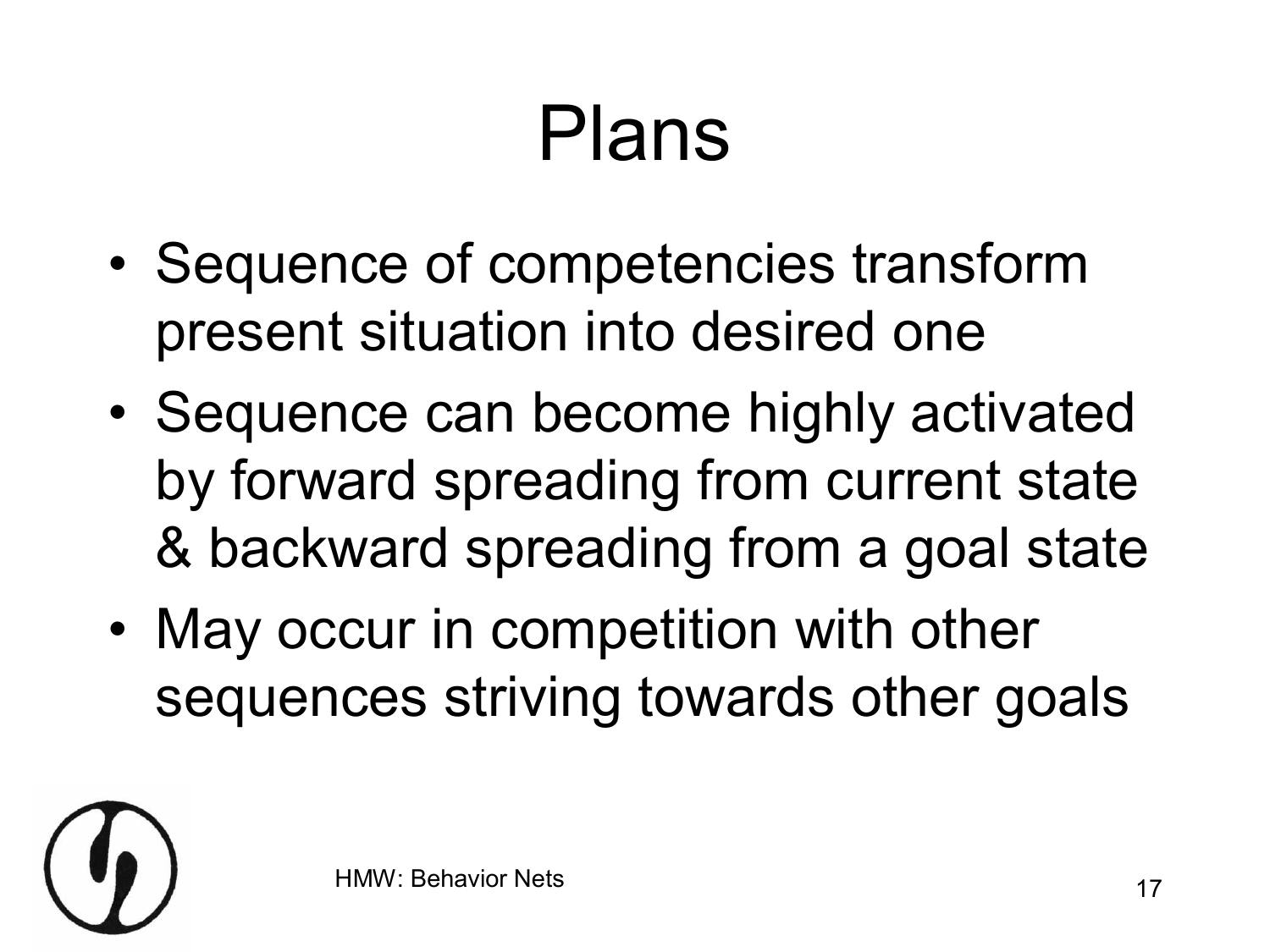# Plans

- Sequence of competencies transform present situation into desired one
- Sequence can become highly activated by forward spreading from current state & backward spreading from a goal state
- May occur in competition with other sequences striving towards other goals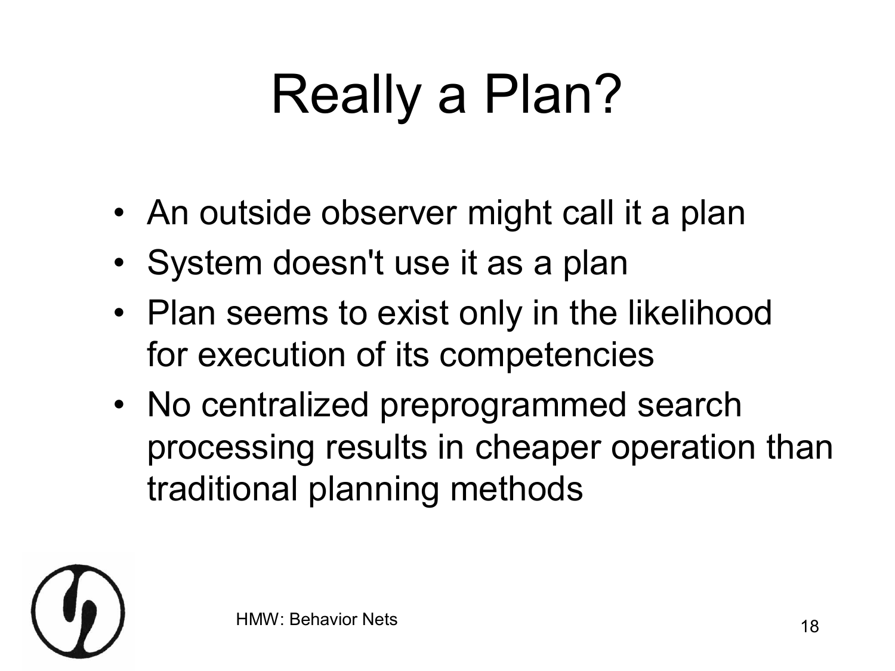# Really a Plan?

- An outside observer might call it a plan
- System doesn't use it as a plan
- Plan seems to exist only in the likelihood for execution of its competencies
- No centralized preprogrammed search processing results in cheaper operation than traditional planning methods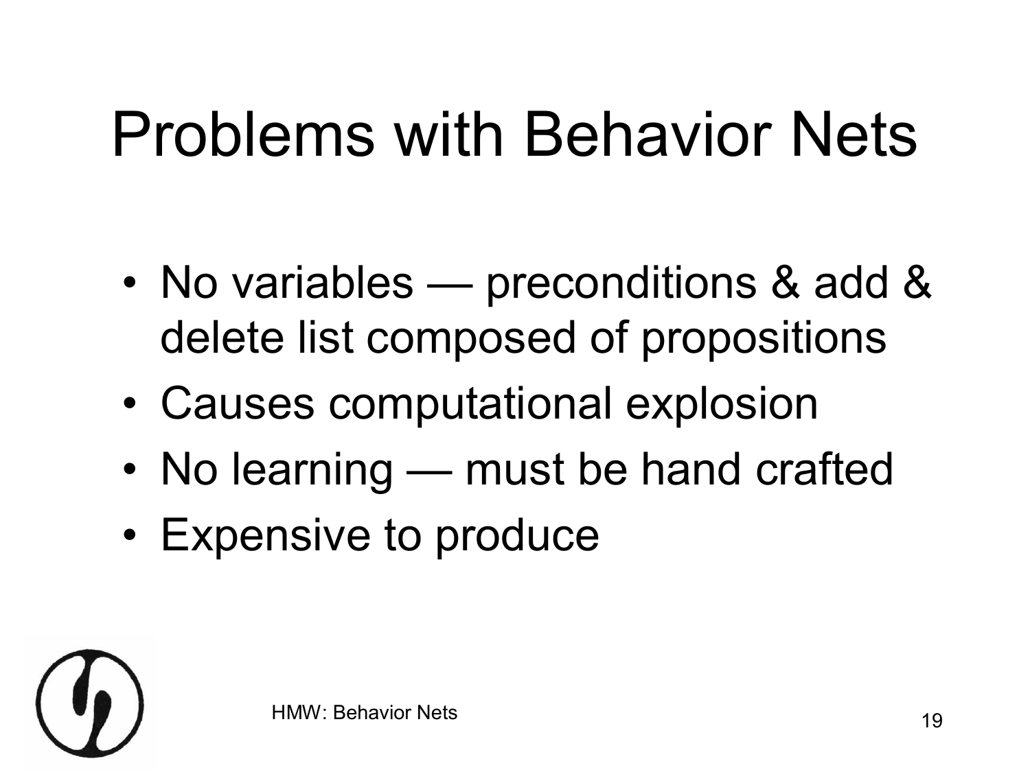# Problems with Behavior Nets

- No variables — preconditions & add & delete list composed of propositions
- Causes computational explosion
- No learning — must be hand crafted
- Expensive to produce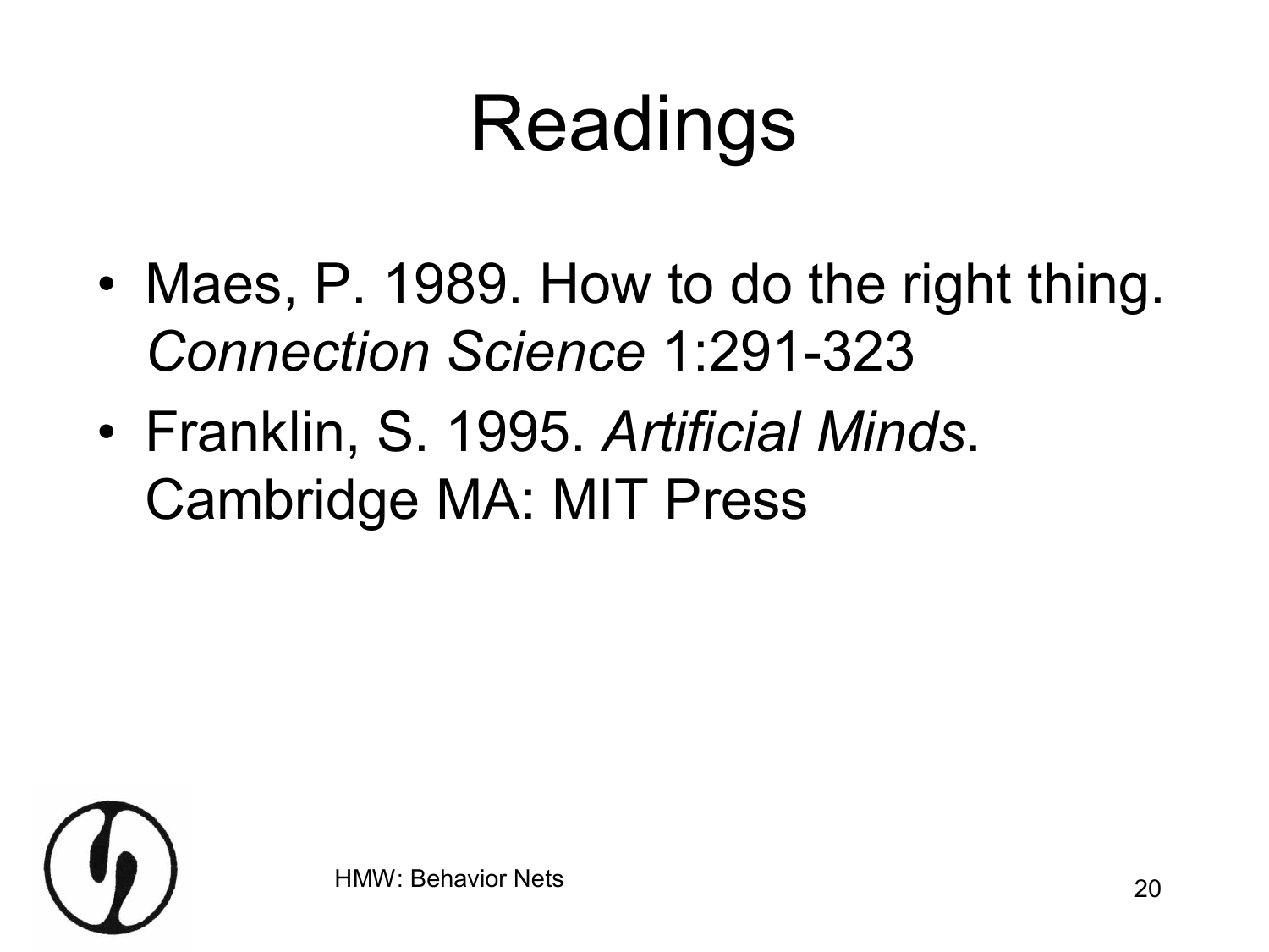# Readings

- Maes, P. 1989. How to do the right thing. *Connection Science* 1:291-323
- Franklin, S. 1995. *Artificial Minds*. Cambridge MA: MIT Press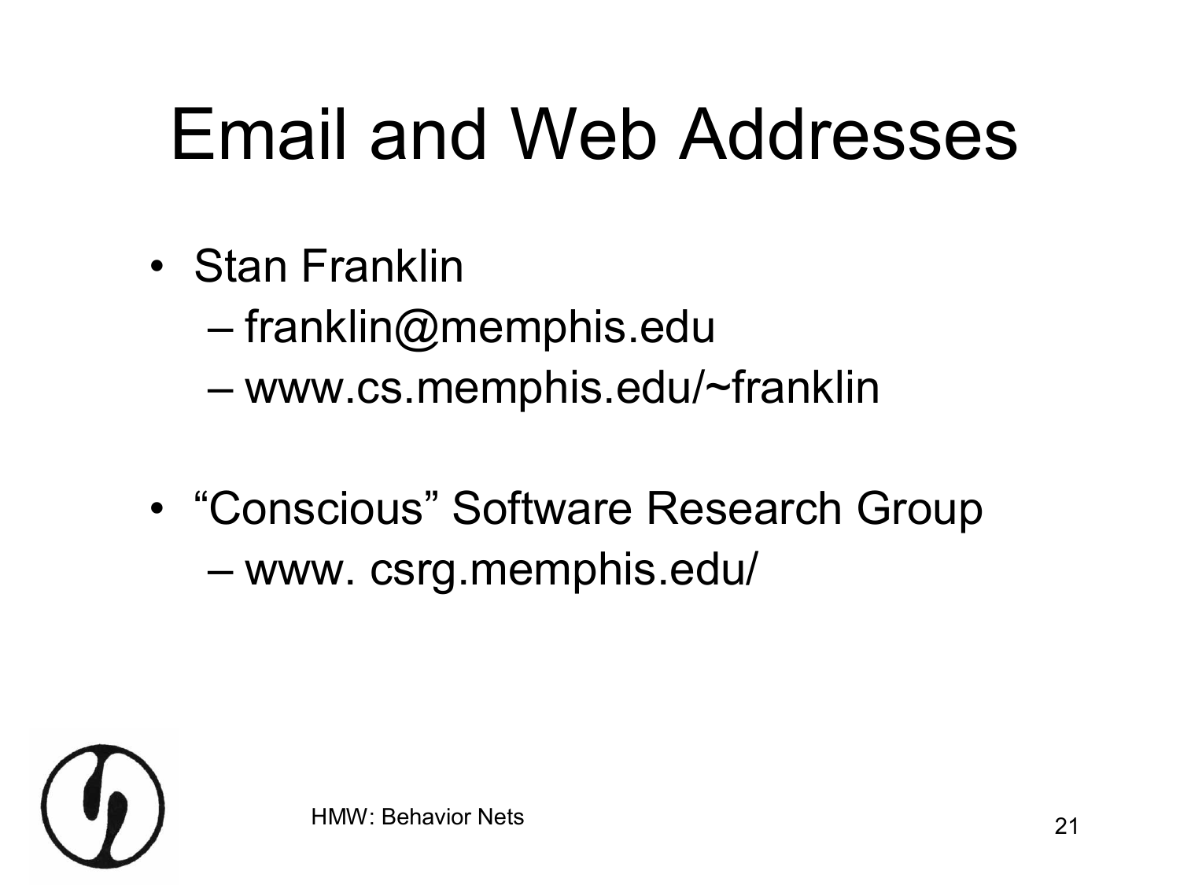# Email and Web Addresses

- Stan Franklin
  - franklin@memphis.edu
  - www.cs.memphis.edu/~franklin
- “Conscious” Software Research Group
  - www. csrg.memphis.edu/